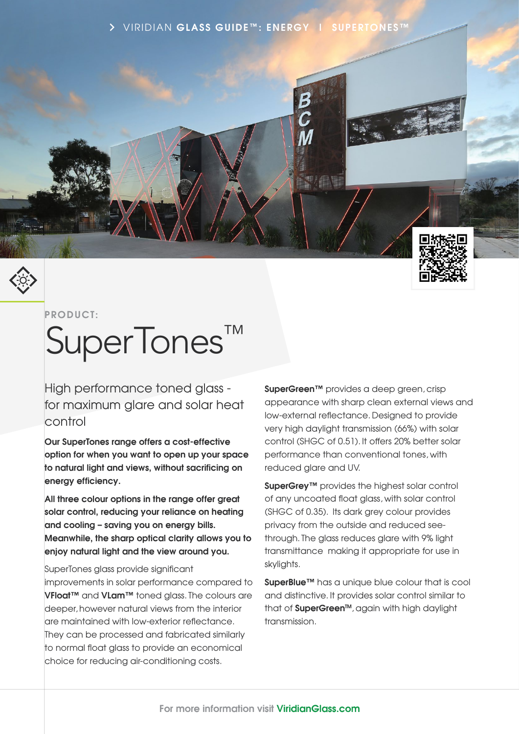> VIRIDIAN **GLASS GUIDE™: ENERGY** | **SUPERTONES™**

**PRODUCT:**

# SuperTones™

## High performance toned glass - for maximum glare and solar heat control

**Our SuperTones range offers a cost-effective option for when you want to open up your space to natural light and views, without sacrificing on energy efficiency.**

**All three colour options in the range offer great solar control, reducing your reliance on heating and cooling – saving you on energy bills. Meanwhile, the sharp optical clarity allows you to enjoy natural light and the view around you.**

SuperTones glass provide significant improvements in solar performance compared to **VFloat™** and **VLam™** toned glass. The colours are deeper, however natural views from the interior are maintained with low-exterior reflectance. They can be processed and fabricated similarly to normal float glass to provide an economical choice for reducing air-conditioning costs.

**SuperGreen™** provides a deep green, crisp appearance with sharp clean external views and low-external reflectance. Designed to provide very high daylight transmission (66%) with solar control (SHGC of 0.51). It offers 20% better solar performance than conventional tones, with reduced glare and UV.

**SuperGrey™** provides the highest solar control of any uncoated float glass, with solar control (SHGC of 0.35). Its dark grey colour provides privacy from the outside and reduced see-through. The glass reduces glare with 9% light transmittance making it appropriate for use in skylights.

**SuperBlue™** has a unique blue colour that is cool and distinctive. It provides solar control similar to that of **SuperGreen™**, again with high daylight transmission.

For more information visit **ViridianGlass.com**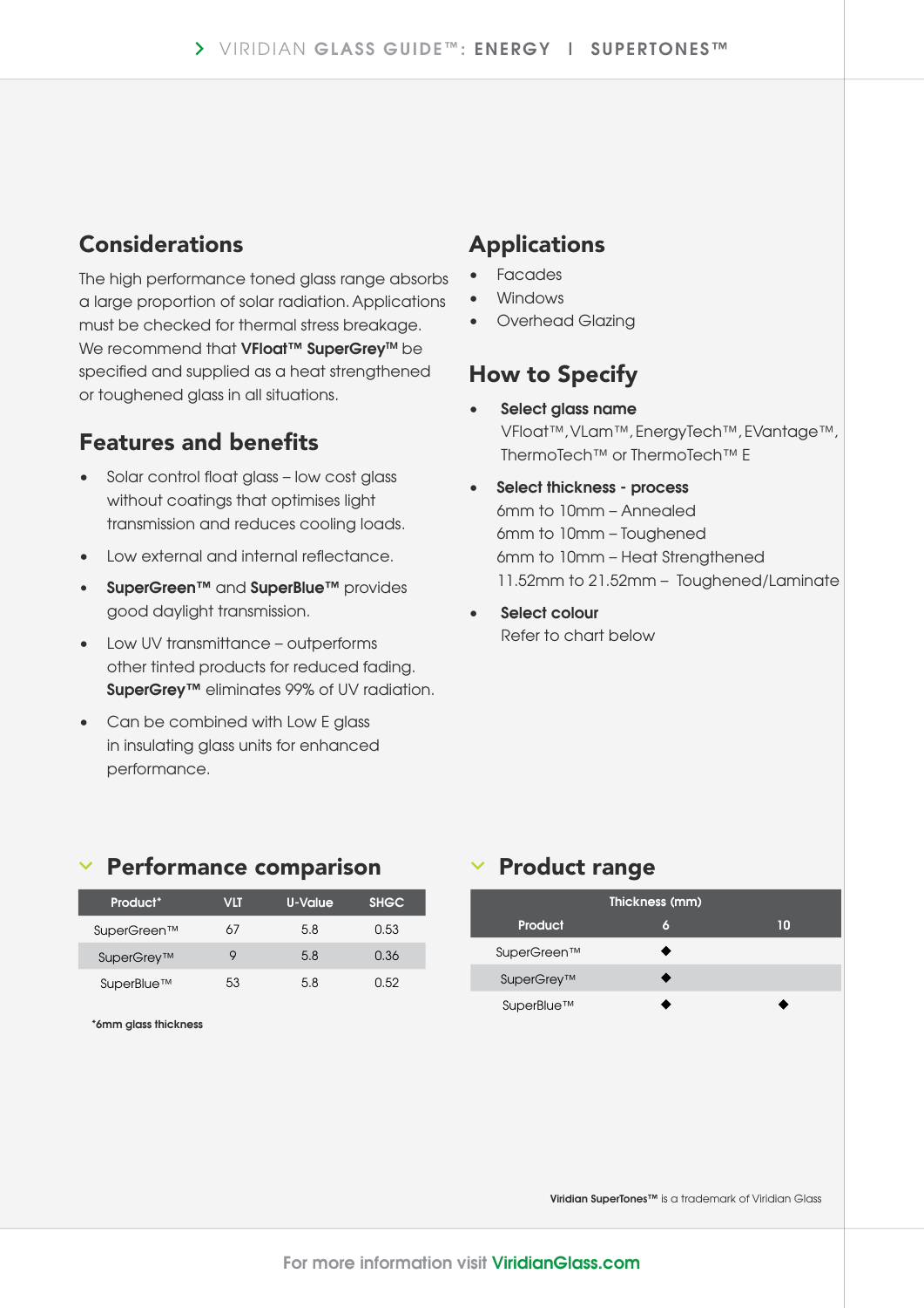## Considerations

The high performance toned glass range absorbs a large proportion of solar radiation. Applications must be checked for thermal stress breakage. We recommend that **VFloat™ SuperGrey™** be specified and supplied as a heat strengthened or toughened glass in all situations.

## Features and benefits

- Solar control float glass – low cost glass without coatings that optimises light transmission and reduces cooling loads.
- Low external and internal reflectance.
- **SuperGreen™** and **SuperBlue™** provides good daylight transmission.
- Low UV transmittance – outperforms other tinted products for reduced fading. **SuperGrey™** eliminates 99% of UV radiation.
- Can be combined with Low E glass in insulating glass units for enhanced performance.

## Applications

- Facades
- Windows
- Overhead Glazing

## How to Specify

- **Select glass name**
  VFloat™, VLam™, EnergyTech™, EVantage™, ThermoTech™ or ThermoTech™ E
- **Select thickness - process**
  6mm to 10mm – Annealed
  6mm to 10mm – Toughened
  6mm to 10mm – Heat Strengthened
  11.52mm to 21.52mm – Toughened/Laminate
- **Select colour**
  Refer to chart below

## Performance comparison

| Product* | VLT | U-Value | SHGC |
|---|---|---|---|
| SuperGreen™ | 67 | 5.8 | 0.53 |
| SuperGrey™ | 9 | 5.8 | 0.36 |
| SuperBlue™ | 53 | 5.8 | 0.52 |

*6mm glass thickness

## Product range

| Product | Thickness (mm) | |
|---|---|---|
| | 6 | 10 |
| SuperGreen™ | ◆ | |
| SuperGrey™ | ◆ | |
| SuperBlue™ | ◆ | ◆ |

**Viridian SuperTones™** is a trademark of Viridian Glass

For more information visit **ViridianGlass.com**